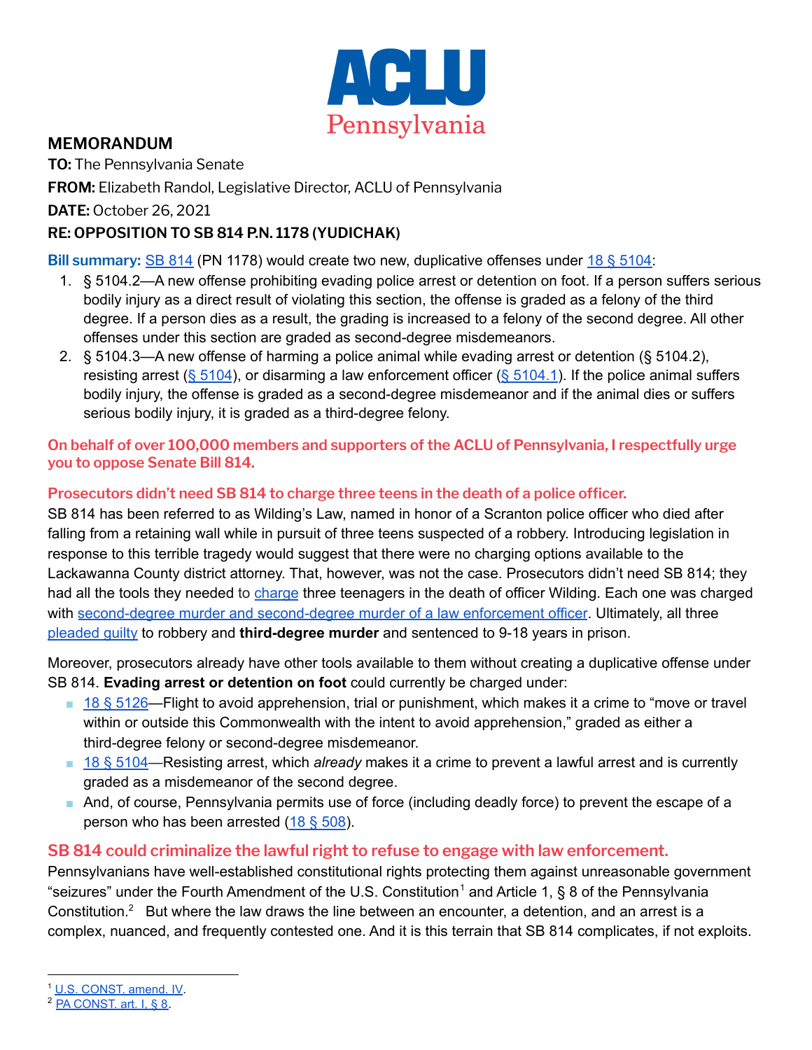ACLU Pennsylvania

## MEMORANDUM

**TO:** The Pennsylvania Senate

**FROM:** Elizabeth Randol, Legislative Director, ACLU of Pennsylvania

**DATE:** October 26, 2021

**RE: OPPOSITION TO SB 814 P.N. 1178 (YUDICHAK)**

**Bill summary:** SB 814 (PN 1178) would create two new, duplicative offenses under 18 § 5104:

1. § 5104.2—A new offense prohibiting evading police arrest or detention on foot. If a person suffers serious bodily injury as a direct result of violating this section, the offense is graded as a felony of the third degree. If a person dies as a result, the grading is increased to a felony of the second degree. All other offenses under this section are graded as second-degree misdemeanors.
2. § 5104.3—A new offense of harming a police animal while evading arrest or detention (§ 5104.2), resisting arrest (§ 5104), or disarming a law enforcement officer (§ 5104.1). If the police animal suffers bodily injury, the offense is graded as a second-degree misdemeanor and if the animal dies or suffers serious bodily injury, it is graded as a third-degree felony.

**On behalf of over 100,000 members and supporters of the ACLU of Pennsylvania, I respectfully urge you to oppose Senate Bill 814.**

### Prosecutors didn't need SB 814 to charge three teens in the death of a police officer.

SB 814 has been referred to as Wilding's Law, named in honor of a Scranton police officer who died after falling from a retaining wall while in pursuit of three teens suspected of a robbery. Introducing legislation in response to this terrible tragedy would suggest that there were no charging options available to the Lackawanna County district attorney. That, however, was not the case. Prosecutors didn't need SB 814; they had all the tools they needed to charge three teenagers in the death of officer Wilding. Each one was charged with second-degree murder and second-degree murder of a law enforcement officer. Ultimately, all three pleaded guilty to robbery and **third-degree murder** and sentenced to 9-18 years in prison.

Moreover, prosecutors already have other tools available to them without creating a duplicative offense under SB 814. **Evading arrest or detention on foot** could currently be charged under:

- 18 § 5126—Flight to avoid apprehension, trial or punishment, which makes it a crime to "move or travel within or outside this Commonwealth with the intent to avoid apprehension," graded as either a third-degree felony or second-degree misdemeanor.
- 18 § 5104—Resisting arrest, which *already* makes it a crime to prevent a lawful arrest and is currently graded as a misdemeanor of the second degree.
- And, of course, Pennsylvania permits use of force (including deadly force) to prevent the escape of a person who has been arrested (18 § 508).

### SB 814 could criminalize the lawful right to refuse to engage with law enforcement.

Pennsylvanians have well-established constitutional rights protecting them against unreasonable government "seizures" under the Fourth Amendment of the U.S. Constitution[1] and Article 1, § 8 of the Pennsylvania Constitution.[2] But where the law draws the line between an encounter, a detention, and an arrest is a complex, nuanced, and frequently contested one. And it is this terrain that SB 814 complicates, if not exploits.

---

[1] U.S. CONST. amend. IV.

[2] PA CONST. art. I, § 8.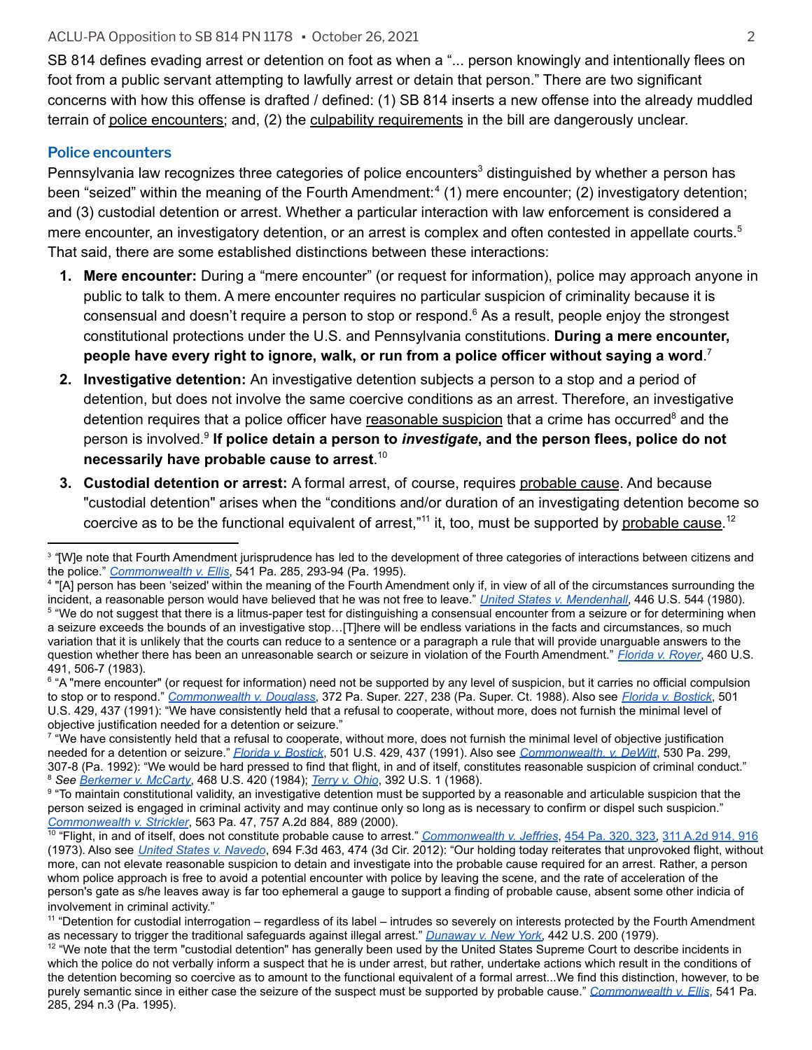SB 814 defines evading arrest or detention on foot as when a "... person knowingly and intentionally flees on foot from a public servant attempting to lawfully arrest or detain that person." There are two significant concerns with how this offense is drafted / defined: (1) SB 814 inserts a new offense into the already muddled terrain of police encounters; and, (2) the culpability requirements in the bill are dangerously unclear.

### Police encounters

Pennsylvania law recognizes three categories of police encounters[3] distinguished by whether a person has been "seized" within the meaning of the Fourth Amendment:[4] (1) mere encounter; (2) investigatory detention; and (3) custodial detention or arrest. Whether a particular interaction with law enforcement is considered a mere encounter, an investigatory detention, or an arrest is complex and often contested in appellate courts.[5] That said, there are some established distinctions between these interactions:

1. **Mere encounter:** During a "mere encounter" (or request for information), police may approach anyone in public to talk to them. A mere encounter requires no particular suspicion of criminality because it is consensual and doesn't require a person to stop or respond.[6] As a result, people enjoy the strongest constitutional protections under the U.S. and Pennsylvania constitutions. **During a mere encounter, people have every right to ignore, walk, or run from a police officer without saying a word**.[7]
2. **Investigative detention:** An investigative detention subjects a person to a stop and a period of detention, but does not involve the same coercive conditions as an arrest. Therefore, an investigative detention requires that a police officer have reasonable suspicion that a crime has occurred[8] and the person is involved.[9] **If police detain a person to *investigate*, and the person flees, police do not necessarily have probable cause to arrest**.[10]
3. **Custodial detention or arrest:** A formal arrest, of course, requires probable cause. And because "custodial detention" arises when the "conditions and/or duration of an investigating detention become so coercive as to be the functional equivalent of arrest,"[11] it, too, must be supported by probable cause.[12]

---

[3] "[W]e note that Fourth Amendment jurisprudence has led to the development of three categories of interactions between citizens and the police." *Commonwealth v. Ellis*, 541 Pa. 285, 293-94 (Pa. 1995).

[4] "[A] person has been 'seized' within the meaning of the Fourth Amendment only if, in view of all of the circumstances surrounding the incident, a reasonable person would have believed that he was not free to leave." *United States v. Mendenhall*, 446 U.S. 544 (1980).

[5] "We do not suggest that there is a litmus-paper test for distinguishing a consensual encounter from a seizure or for determining when a seizure exceeds the bounds of an investigative stop…[T]here will be endless variations in the facts and circumstances, so much variation that it is unlikely that the courts can reduce to a sentence or a paragraph a rule that will provide unarguable answers to the question whether there has been an unreasonable search or seizure in violation of the Fourth Amendment." *Florida v. Royer*, 460 U.S. 491, 506-7 (1983).

[6] "A "mere encounter" (or request for information) need not be supported by any level of suspicion, but it carries no official compulsion to stop or to respond." *Commonwealth v. Douglass*, 372 Pa. Super. 227, 238 (Pa. Super. Ct. 1988). Also see *Florida v. Bostick*, 501 U.S. 429, 437 (1991): "We have consistently held that a refusal to cooperate, without more, does not furnish the minimal level of objective justification needed for a detention or seizure."

[7] "We have consistently held that a refusal to cooperate, without more, does not furnish the minimal level of objective justification needed for a detention or seizure." *Florida v. Bostick*, 501 U.S. 429, 437 (1991). Also see *Commonwealth. v. DeWitt*, 530 Pa. 299, 307-8 (Pa. 1992): "We would be hard pressed to find that flight, in and of itself, constitutes reasonable suspicion of criminal conduct."

[8] *See Berkemer v. McCarty*, 468 U.S. 420 (1984); *Terry v. Ohio*, 392 U.S. 1 (1968).

[9] "To maintain constitutional validity, an investigative detention must be supported by a reasonable and articulable suspicion that the person seized is engaged in criminal activity and may continue only so long as is necessary to confirm or dispel such suspicion." *Commonwealth v. Strickler*, 563 Pa. 47, 757 A.2d 884, 889 (2000).

[10] "Flight, in and of itself, does not constitute probable cause to arrest." *Commonwealth v. Jeffries*, 454 Pa. 320, 323, 311 A.2d 914, 916 (1973). Also see *United States v. Navedo*, 694 F.3d 463, 474 (3d Cir. 2012): "Our holding today reiterates that unprovoked flight, without more, can not elevate reasonable suspicion to detain and investigate into the probable cause required for an arrest. Rather, a person whom police approach is free to avoid a potential encounter with police by leaving the scene, and the rate of acceleration of the person's gate as s/he leaves away is far too ephemeral a gauge to support a finding of probable cause, absent some other indicia of involvement in criminal activity."

[11] "Detention for custodial interrogation – regardless of its label – intrudes so severely on interests protected by the Fourth Amendment as necessary to trigger the traditional safeguards against illegal arrest." *Dunaway v. New York*, 442 U.S. 200 (1979).

[12] "We note that the term "custodial detention" has generally been used by the United States Supreme Court to describe incidents in which the police do not verbally inform a suspect that he is under arrest, but rather, undertake actions which result in the conditions of the detention becoming so coercive as to amount to the functional equivalent of a formal arrest...We find this distinction, however, to be purely semantic since in either case the seizure of the suspect must be supported by probable cause." *Commonwealth v. Ellis*, 541 Pa. 285, 294 n.3 (Pa. 1995).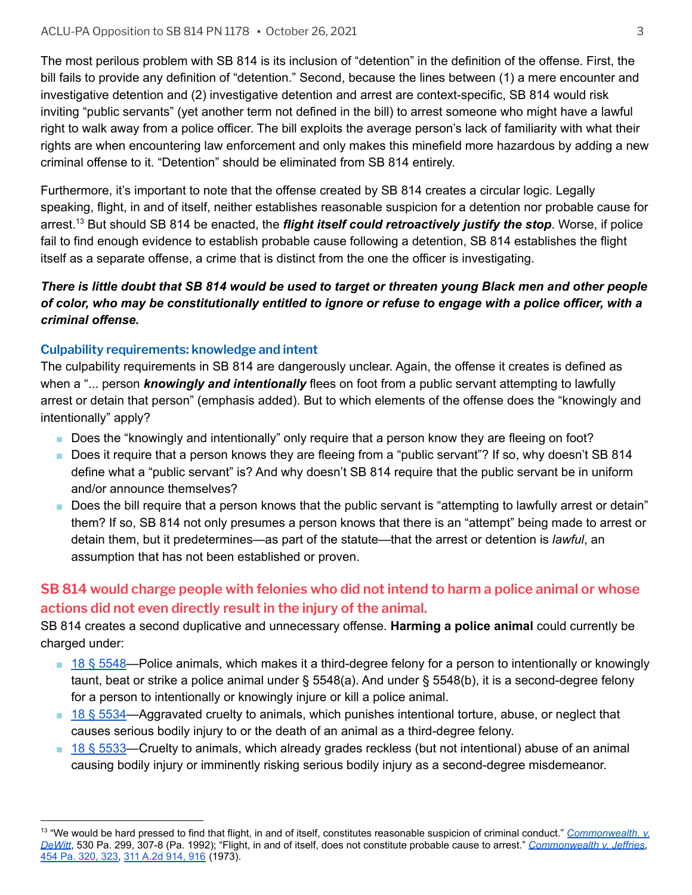The most perilous problem with SB 814 is its inclusion of "detention" in the definition of the offense. First, the bill fails to provide any definition of "detention." Second, because the lines between (1) a mere encounter and investigative detention and (2) investigative detention and arrest are context-specific, SB 814 would risk inviting "public servants" (yet another term not defined in the bill) to arrest someone who might have a lawful right to walk away from a police officer. The bill exploits the average person's lack of familiarity with what their rights are when encountering law enforcement and only makes this minefield more hazardous by adding a new criminal offense to it. "Detention" should be eliminated from SB 814 entirely.

Furthermore, it's important to note that the offense created by SB 814 creates a circular logic. Legally speaking, flight, in and of itself, neither establishes reasonable suspicion for a detention nor probable cause for arrest.[13] But should SB 814 be enacted, the ***flight itself could retroactively justify the stop***. Worse, if police fail to find enough evidence to establish probable cause following a detention, SB 814 establishes the flight itself as a separate offense, a crime that is distinct from the one the officer is investigating.

***There is little doubt that SB 814 would be used to target or threaten young Black men and other people of color, who may be constitutionally entitled to ignore or refuse to engage with a police officer, with a criminal offense.***

### Culpability requirements: knowledge and intent

The culpability requirements in SB 814 are dangerously unclear. Again, the offense it creates is defined as when a "... person ***knowingly and intentionally*** flees on foot from a public servant attempting to lawfully arrest or detain that person" (emphasis added). But to which elements of the offense does the "knowingly and intentionally" apply?

- Does the "knowingly and intentionally" only require that a person know they are fleeing on foot?
- Does it require that a person knows they are fleeing from a "public servant"? If so, why doesn't SB 814 define what a "public servant" is? And why doesn't SB 814 require that the public servant be in uniform and/or announce themselves?
- Does the bill require that a person knows that the public servant is "attempting to lawfully arrest or detain" them? If so, SB 814 not only presumes a person knows that there is an "attempt" being made to arrest or detain them, but it predetermines—as part of the statute—that the arrest or detention is *lawful*, an assumption that has not been established or proven.

## SB 814 would charge people with felonies who did not intend to harm a police animal or whose actions did not even directly result in the injury of the animal.

SB 814 creates a second duplicative and unnecessary offense. **Harming a police animal** could currently be charged under:

- 18 § 5548—Police animals, which makes it a third-degree felony for a person to intentionally or knowingly taunt, beat or strike a police animal under § 5548(a). And under § 5548(b), it is a second-degree felony for a person to intentionally or knowingly injure or kill a police animal.
- 18 § 5534—Aggravated cruelty to animals, which punishes intentional torture, abuse, or neglect that causes serious bodily injury to or the death of an animal as a third-degree felony.
- 18 § 5533—Cruelty to animals, which already grades reckless (but not intentional) abuse of an animal causing bodily injury or imminently risking serious bodily injury as a second-degree misdemeanor.

---

[13] "We would be hard pressed to find that flight, in and of itself, constitutes reasonable suspicion of criminal conduct." *Commonwealth. v. DeWitt*, 530 Pa. 299, 307-8 (Pa. 1992); "Flight, in and of itself, does not constitute probable cause to arrest." *Commonwealth v. Jeffries*, 454 Pa. 320, 323, 311 A.2d 914, 916 (1973).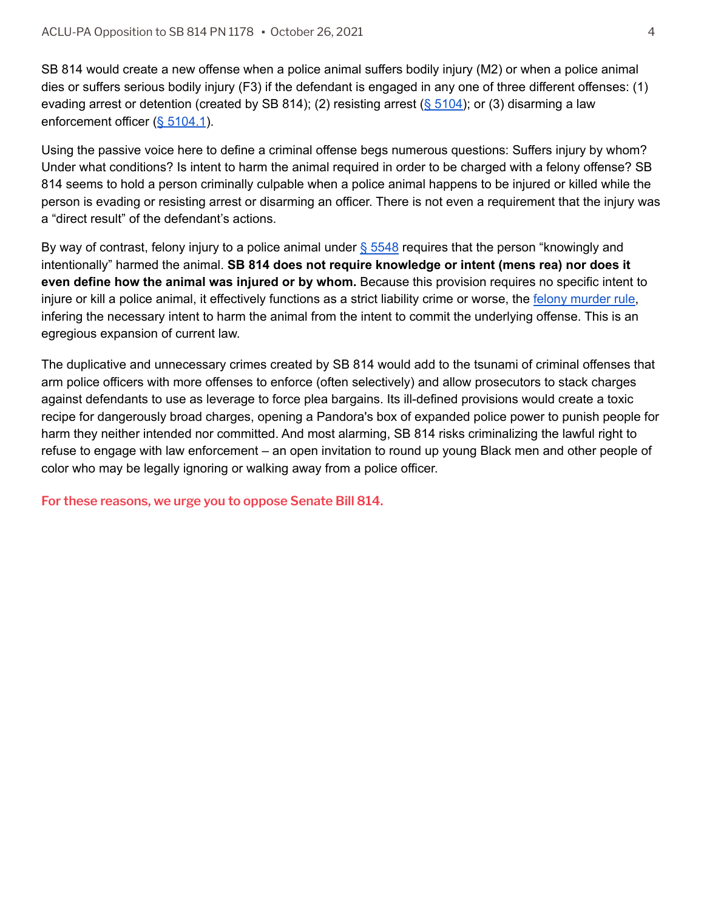SB 814 would create a new offense when a police animal suffers bodily injury (M2) or when a police animal dies or suffers serious bodily injury (F3) if the defendant is engaged in any one of three different offenses: (1) evading arrest or detention (created by SB 814); (2) resisting arrest (§ 5104); or (3) disarming a law enforcement officer (§ 5104.1).

Using the passive voice here to define a criminal offense begs numerous questions: Suffers injury by whom? Under what conditions? Is intent to harm the animal required in order to be charged with a felony offense? SB 814 seems to hold a person criminally culpable when a police animal happens to be injured or killed while the person is evading or resisting arrest or disarming an officer. There is not even a requirement that the injury was a "direct result" of the defendant's actions.

By way of contrast, felony injury to a police animal under § 5548 requires that the person "knowingly and intentionally" harmed the animal. **SB 814 does not require knowledge or intent (mens rea) nor does it even define how the animal was injured or by whom.** Because this provision requires no specific intent to injure or kill a police animal, it effectively functions as a strict liability crime or worse, the felony murder rule, infering the necessary intent to harm the animal from the intent to commit the underlying offense. This is an egregious expansion of current law.

The duplicative and unnecessary crimes created by SB 814 would add to the tsunami of criminal offenses that arm police officers with more offenses to enforce (often selectively) and allow prosecutors to stack charges against defendants to use as leverage to force plea bargains. Its ill-defined provisions would create a toxic recipe for dangerously broad charges, opening a Pandora's box of expanded police power to punish people for harm they neither intended nor committed. And most alarming, SB 814 risks criminalizing the lawful right to refuse to engage with law enforcement – an open invitation to round up young Black men and other people of color who may be legally ignoring or walking away from a police officer.

**For these reasons, we urge you to oppose Senate Bill 814.**